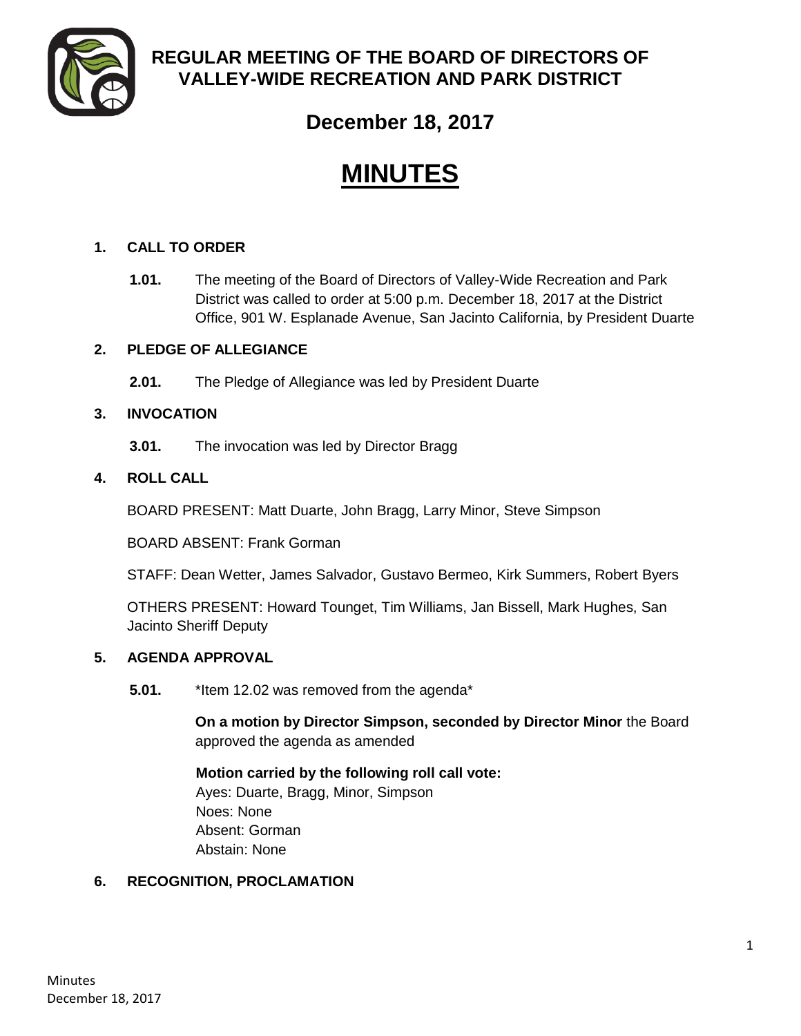# REGULAR MEETING OF THE BOARD OF DIRECTORS OF VALLEY-WIDE RECREATION AND PARK DISTRICT

## December 18, 2017

# MINUTES

**1. CALL TO ORDER**

**1.01.** The meeting of the Board of Directors of Valley-Wide Recreation and Park District was called to order at 5:00 p.m. December 18, 2017 at the District Office, 901 W. Esplanade Avenue, San Jacinto California, by President Duarte

**2. PLEDGE OF ALLEGIANCE**

**2.01.** The Pledge of Allegiance was led by President Duarte

**3. INVOCATION**

**3.01.** The invocation was led by Director Bragg

**4. ROLL CALL**

BOARD PRESENT: Matt Duarte, John Bragg, Larry Minor, Steve Simpson

BOARD ABSENT: Frank Gorman

STAFF: Dean Wetter, James Salvador, Gustavo Bermeo, Kirk Summers, Robert Byers

OTHERS PRESENT: Howard Tounget, Tim Williams, Jan Bissell, Mark Hughes, San Jacinto Sheriff Deputy

**5. AGENDA APPROVAL**

**5.01.** *Item 12.02 was removed from the agenda*

**On a motion by Director Simpson, seconded by Director Minor** the Board approved the agenda as amended

**Motion carried by the following roll call vote:**
Ayes: Duarte, Bragg, Minor, Simpson
Noes: None
Absent: Gorman
Abstain: None

**6. RECOGNITION, PROCLAMATION**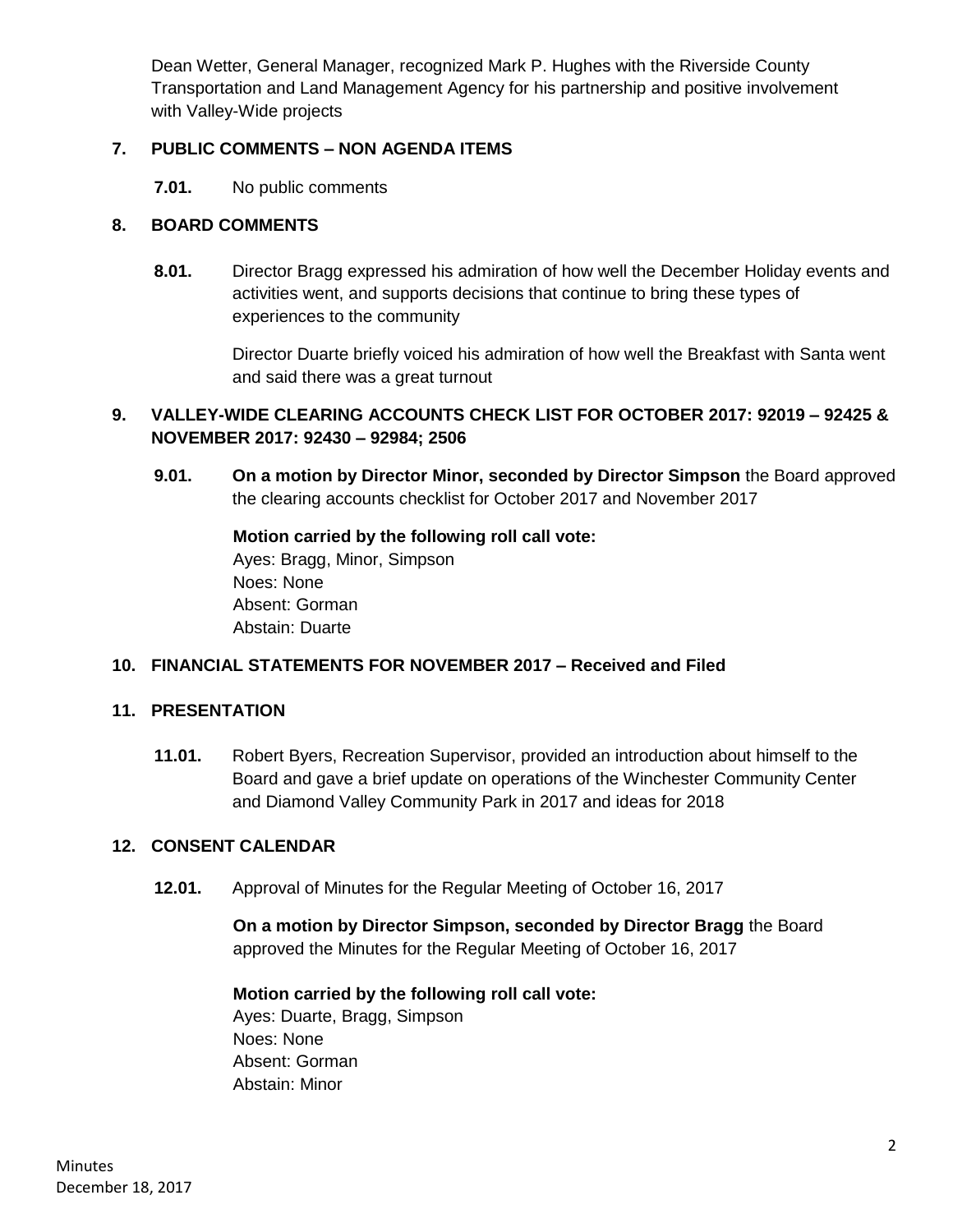Dean Wetter, General Manager, recognized Mark P. Hughes with the Riverside County Transportation and Land Management Agency for his partnership and positive involvement with Valley-Wide projects

## 7. PUBLIC COMMENTS – NON AGENDA ITEMS

**7.01.** No public comments

## 8. BOARD COMMENTS

**8.01.** Director Bragg expressed his admiration of how well the December Holiday events and activities went, and supports decisions that continue to bring these types of experiences to the community

Director Duarte briefly voiced his admiration of how well the Breakfast with Santa went and said there was a great turnout

## 9. VALLEY-WIDE CLEARING ACCOUNTS CHECK LIST FOR OCTOBER 2017: 92019 – 92425 & NOVEMBER 2017: 92430 – 92984; 2506

**9.01.** **On a motion by Director Minor, seconded by Director Simpson** the Board approved the clearing accounts checklist for October 2017 and November 2017

**Motion carried by the following roll call vote:**
Ayes: Bragg, Minor, Simpson
Noes: None
Absent: Gorman
Abstain: Duarte

## 10. FINANCIAL STATEMENTS FOR NOVEMBER 2017 – Received and Filed

## 11. PRESENTATION

**11.01.** Robert Byers, Recreation Supervisor, provided an introduction about himself to the Board and gave a brief update on operations of the Winchester Community Center and Diamond Valley Community Park in 2017 and ideas for 2018

## 12. CONSENT CALENDAR

**12.01.** Approval of Minutes for the Regular Meeting of October 16, 2017

**On a motion by Director Simpson, seconded by Director Bragg** the Board approved the Minutes for the Regular Meeting of October 16, 2017

**Motion carried by the following roll call vote:**
Ayes: Duarte, Bragg, Simpson
Noes: None
Absent: Gorman
Abstain: Minor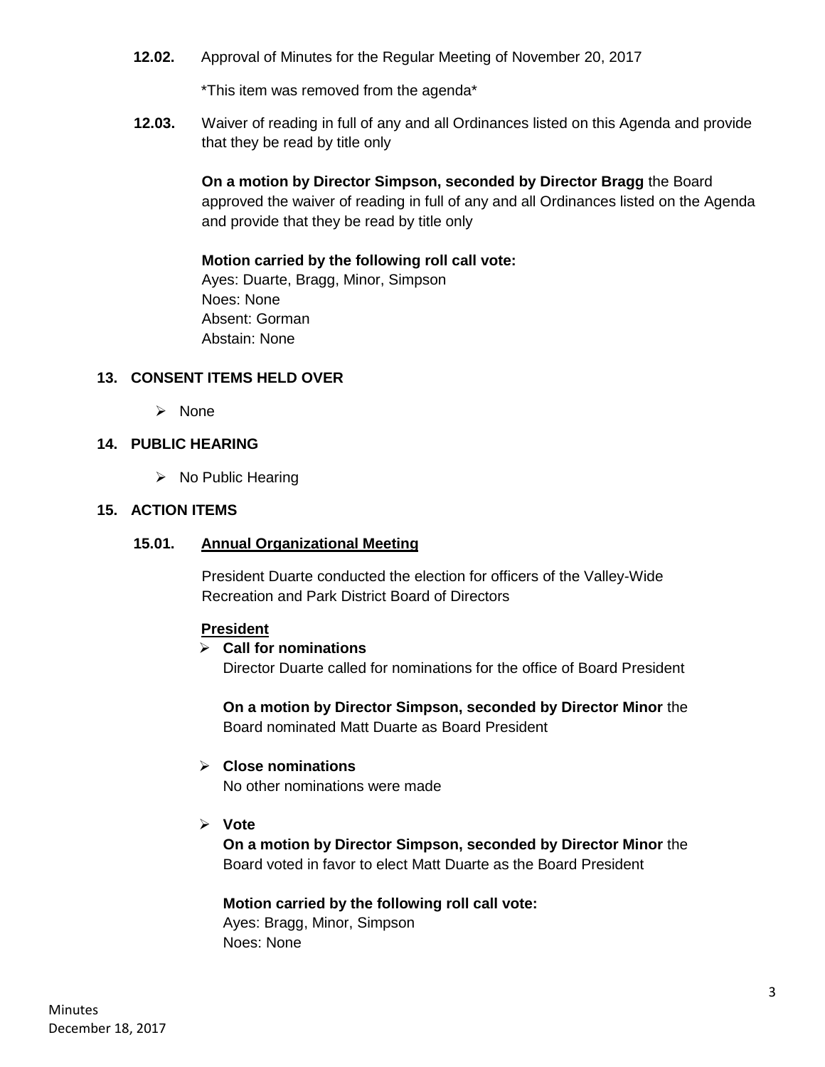**12.02.** Approval of Minutes for the Regular Meeting of November 20, 2017

*This item was removed from the agenda*

**12.03.** Waiver of reading in full of any and all Ordinances listed on this Agenda and provide that they be read by title only

**On a motion by Director Simpson, seconded by Director Bragg** the Board approved the waiver of reading in full of any and all Ordinances listed on the Agenda and provide that they be read by title only

**Motion carried by the following roll call vote:**
Ayes: Duarte, Bragg, Minor, Simpson
Noes: None
Absent: Gorman
Abstain: None

## 13. CONSENT ITEMS HELD OVER

- None

## 14. PUBLIC HEARING

- No Public Hearing

## 15. ACTION ITEMS

### 15.01. Annual Organizational Meeting

President Duarte conducted the election for officers of the Valley-Wide Recreation and Park District Board of Directors

**President**

- **Call for nominations**
  Director Duarte called for nominations for the office of Board President

  **On a motion by Director Simpson, seconded by Director Minor** the Board nominated Matt Duarte as Board President

- **Close nominations**
  No other nominations were made

- **Vote**
  **On a motion by Director Simpson, seconded by Director Minor** the Board voted in favor to elect Matt Duarte as the Board President

  **Motion carried by the following roll call vote:**
  Ayes: Bragg, Minor, Simpson
  Noes: None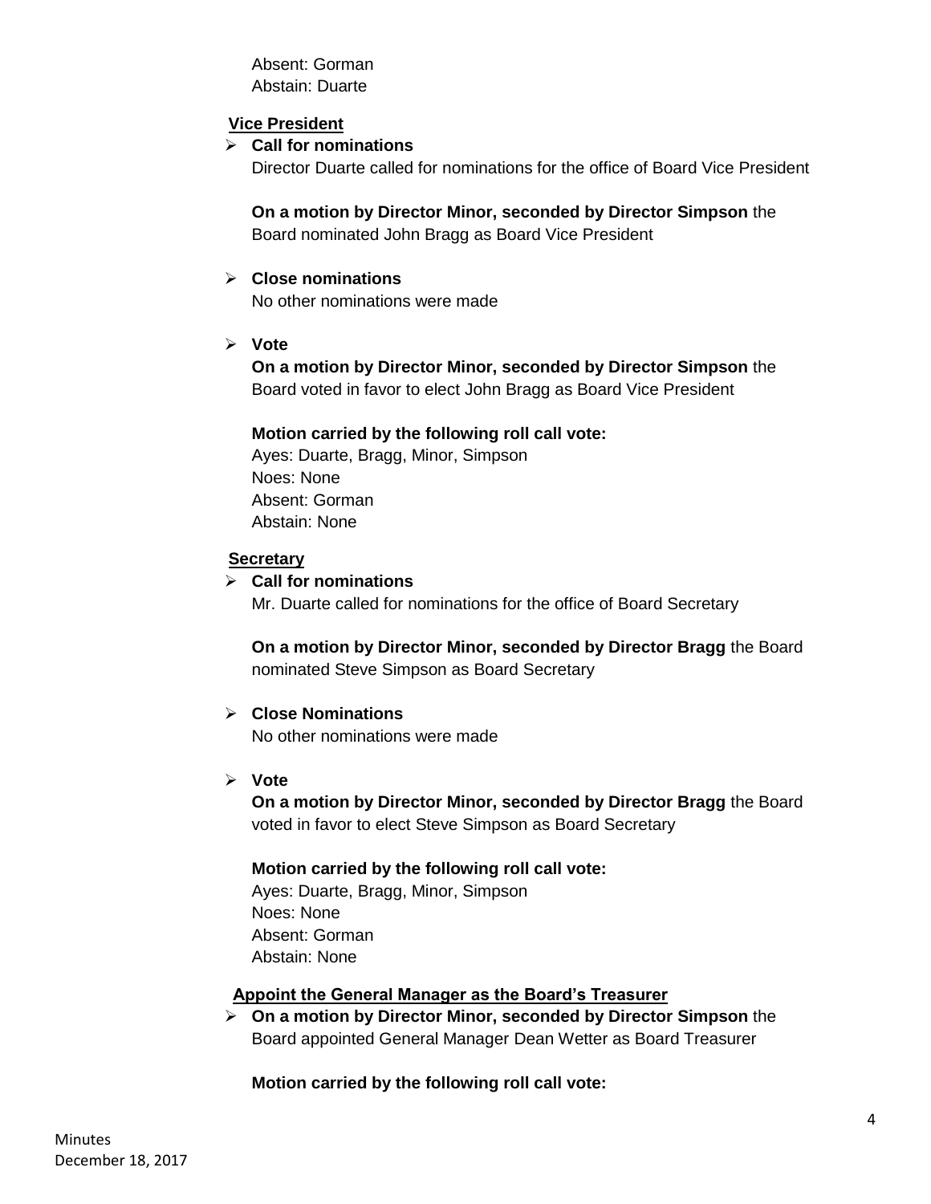Absent: Gorman
Abstain: Duarte

**Vice President**

- **Call for nominations**
  Director Duarte called for nominations for the office of Board Vice President

  **On a motion by Director Minor, seconded by Director Simpson** the Board nominated John Bragg as Board Vice President

- **Close nominations**
  No other nominations were made

- **Vote**
  **On a motion by Director Minor, seconded by Director Simpson** the Board voted in favor to elect John Bragg as Board Vice President

  **Motion carried by the following roll call vote:**
  Ayes: Duarte, Bragg, Minor, Simpson
  Noes: None
  Absent: Gorman
  Abstain: None

**Secretary**

- **Call for nominations**
  Mr. Duarte called for nominations for the office of Board Secretary

  **On a motion by Director Minor, seconded by Director Bragg** the Board nominated Steve Simpson as Board Secretary

- **Close Nominations**
  No other nominations were made

- **Vote**
  **On a motion by Director Minor, seconded by Director Bragg** the Board voted in favor to elect Steve Simpson as Board Secretary

  **Motion carried by the following roll call vote:**
  Ayes: Duarte, Bragg, Minor, Simpson
  Noes: None
  Absent: Gorman
  Abstain: None

**Appoint the General Manager as the Board's Treasurer**

- **On a motion by Director Minor, seconded by Director Simpson** the Board appointed General Manager Dean Wetter as Board Treasurer

  **Motion carried by the following roll call vote:**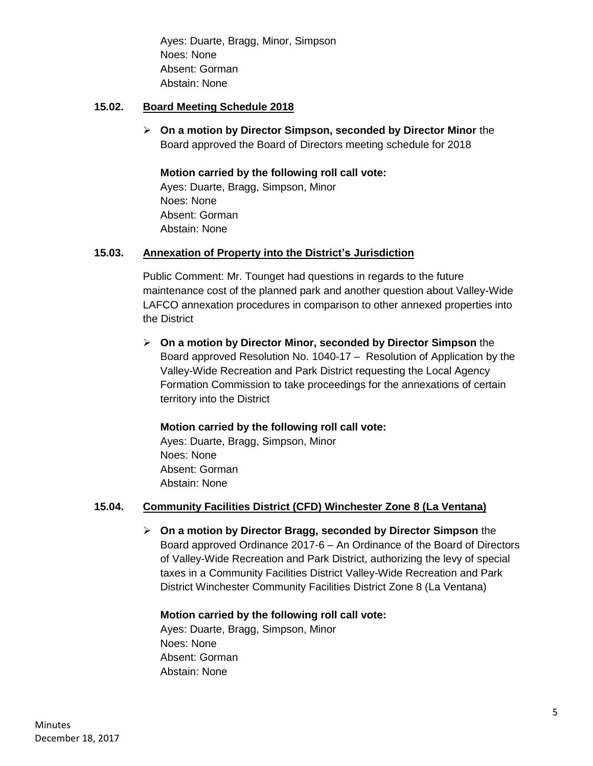Ayes: Duarte, Bragg, Minor, Simpson
Noes: None
Absent: Gorman
Abstain: None

### 15.02. Board Meeting Schedule 2018

- **On a motion by Director Simpson, seconded by Director Minor** the Board approved the Board of Directors meeting schedule for 2018

  **Motion carried by the following roll call vote:**
  Ayes: Duarte, Bragg, Simpson, Minor
  Noes: None
  Absent: Gorman
  Abstain: None

### 15.03. Annexation of Property into the District's Jurisdiction

Public Comment: Mr. Tounget had questions in regards to the future maintenance cost of the planned park and another question about Valley-Wide LAFCO annexation procedures in comparison to other annexed properties into the District

- **On a motion by Director Minor, seconded by Director Simpson** the Board approved Resolution No. 1040-17 – Resolution of Application by the Valley-Wide Recreation and Park District requesting the Local Agency Formation Commission to take proceedings for the annexations of certain territory into the District

  **Motion carried by the following roll call vote:**
  Ayes: Duarte, Bragg, Simpson, Minor
  Noes: None
  Absent: Gorman
  Abstain: None

### 15.04. Community Facilities District (CFD) Winchester Zone 8 (La Ventana)

- **On a motion by Director Bragg, seconded by Director Simpson** the Board approved Ordinance 2017-6 – An Ordinance of the Board of Directors of Valley-Wide Recreation and Park District, authorizing the levy of special taxes in a Community Facilities District Valley-Wide Recreation and Park District Winchester Community Facilities District Zone 8 (La Ventana)

  **Motion carried by the following roll call vote:**
  Ayes: Duarte, Bragg, Simpson, Minor
  Noes: None
  Absent: Gorman
  Abstain: None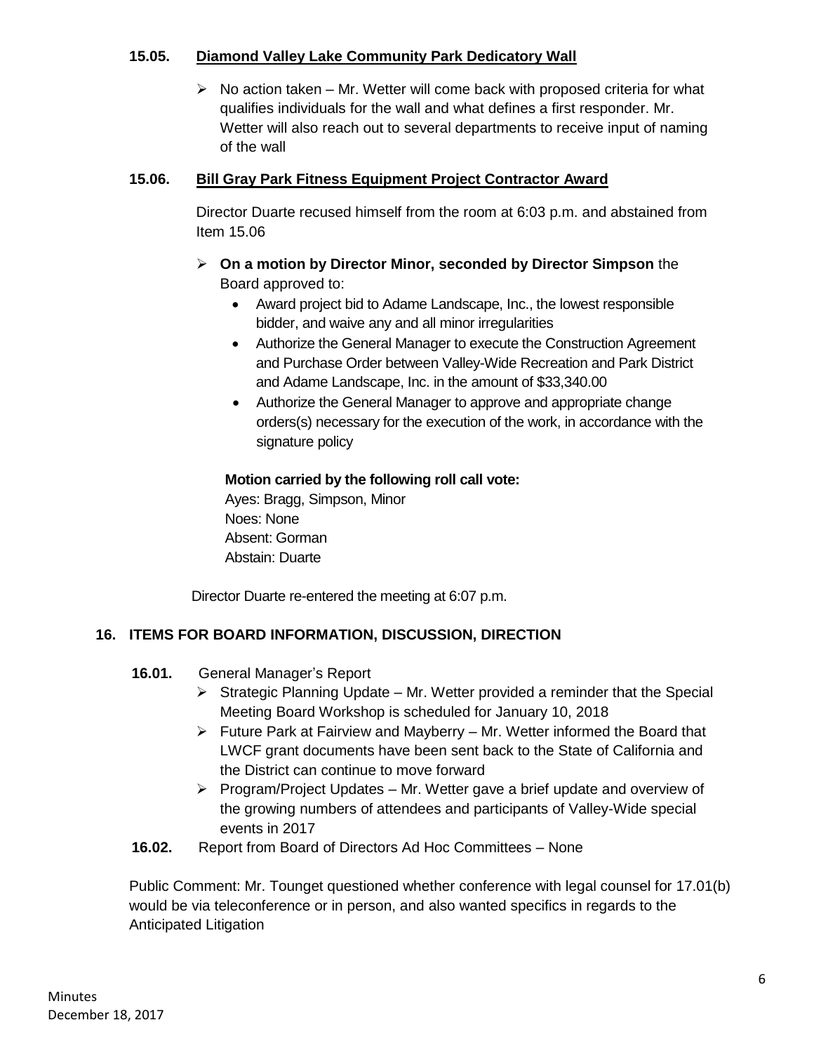**15.05. Diamond Valley Lake Community Park Dedicatory Wall**

- No action taken – Mr. Wetter will come back with proposed criteria for what qualifies individuals for the wall and what defines a first responder. Mr. Wetter will also reach out to several departments to receive input of naming of the wall

**15.06. Bill Gray Park Fitness Equipment Project Contractor Award**

Director Duarte recused himself from the room at 6:03 p.m. and abstained from Item 15.06

- **On a motion by Director Minor, seconded by Director Simpson** the Board approved to:
  - Award project bid to Adame Landscape, Inc., the lowest responsible bidder, and waive any and all minor irregularities
  - Authorize the General Manager to execute the Construction Agreement and Purchase Order between Valley-Wide Recreation and Park District and Adame Landscape, Inc. in the amount of $33,340.00
  - Authorize the General Manager to approve and appropriate change orders(s) necessary for the execution of the work, in accordance with the signature policy

**Motion carried by the following roll call vote:**
Ayes: Bragg, Simpson, Minor
Noes: None
Absent: Gorman
Abstain: Duarte

Director Duarte re-entered the meeting at 6:07 p.m.

## 16. ITEMS FOR BOARD INFORMATION, DISCUSSION, DIRECTION

**16.01.** General Manager's Report

- Strategic Planning Update – Mr. Wetter provided a reminder that the Special Meeting Board Workshop is scheduled for January 10, 2018
- Future Park at Fairview and Mayberry – Mr. Wetter informed the Board that LWCF grant documents have been sent back to the State of California and the District can continue to move forward
- Program/Project Updates – Mr. Wetter gave a brief update and overview of the growing numbers of attendees and participants of Valley-Wide special events in 2017

**16.02.** Report from Board of Directors Ad Hoc Committees – None

Public Comment: Mr. Tounget questioned whether conference with legal counsel for 17.01(b) would be via teleconference or in person, and also wanted specifics in regards to the Anticipated Litigation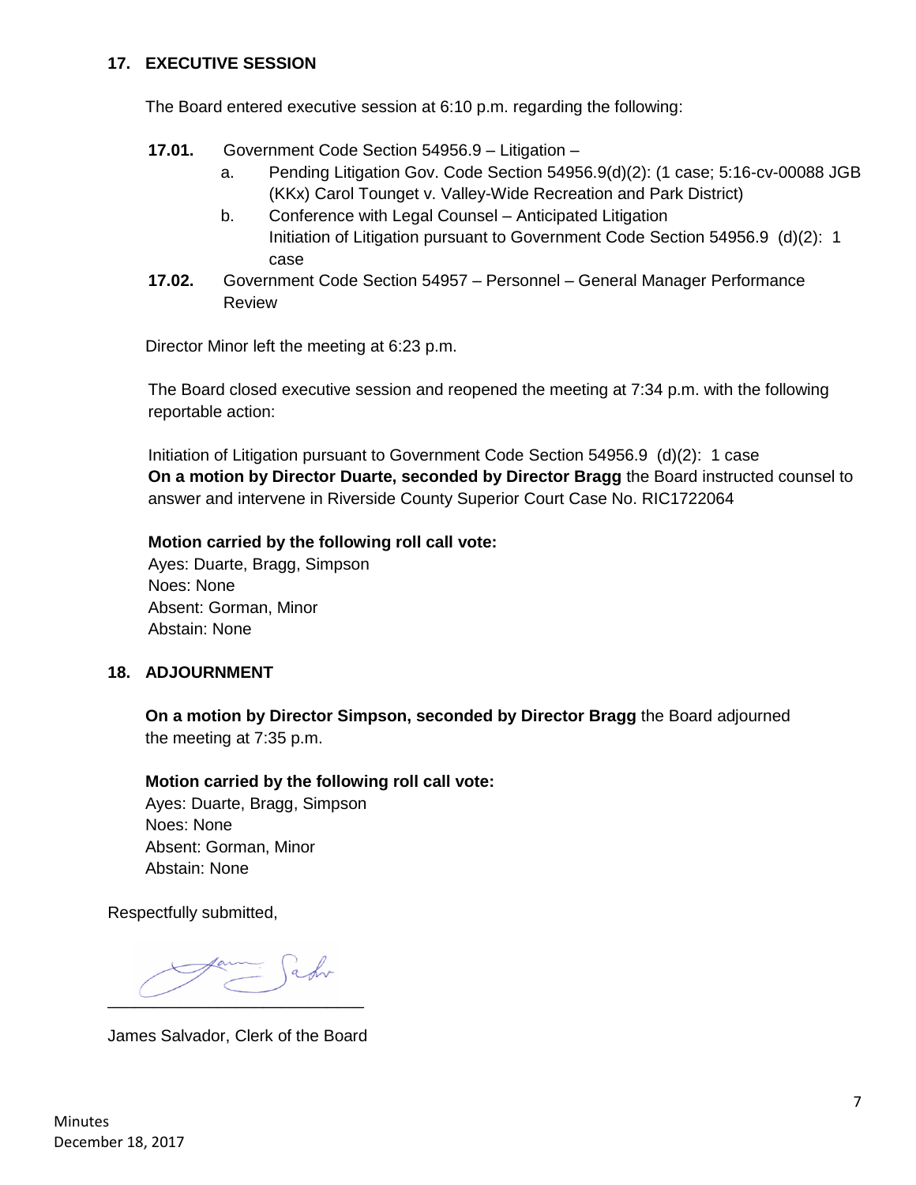## 17. EXECUTIVE SESSION

The Board entered executive session at 6:10 p.m. regarding the following:

**17.01.** Government Code Section 54956.9 – Litigation –

a. Pending Litigation Gov. Code Section 54956.9(d)(2): (1 case; 5:16-cv-00088 JGB (KKx) Carol Tounget v. Valley-Wide Recreation and Park District)

b. Conference with Legal Counsel – Anticipated Litigation
Initiation of Litigation pursuant to Government Code Section 54956.9 (d)(2): 1 case

**17.02.** Government Code Section 54957 – Personnel – General Manager Performance Review

Director Minor left the meeting at 6:23 p.m.

The Board closed executive session and reopened the meeting at 7:34 p.m. with the following reportable action:

Initiation of Litigation pursuant to Government Code Section 54956.9 (d)(2): 1 case
**On a motion by Director Duarte, seconded by Director Bragg** the Board instructed counsel to answer and intervene in Riverside County Superior Court Case No. RIC1722064

**Motion carried by the following roll call vote:**
Ayes: Duarte, Bragg, Simpson
Noes: None
Absent: Gorman, Minor
Abstain: None

## 18. ADJOURNMENT

**On a motion by Director Simpson, seconded by Director Bragg** the Board adjourned the meeting at 7:35 p.m.

**Motion carried by the following roll call vote:**
Ayes: Duarte, Bragg, Simpson
Noes: None
Absent: Gorman, Minor
Abstain: None

Respectfully submitted,

\_\_\_\_\_\_\_\_\_\_\_\_\_\_\_\_\_\_\_\_\_\_\_\_\_\_\_\_

James Salvador, Clerk of the Board